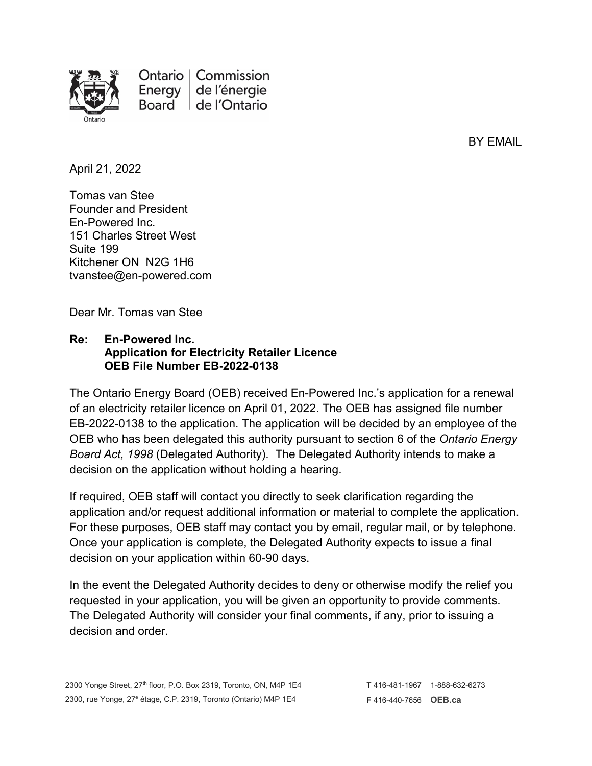Ontario Energy Board | Commission de l'énergie de l'Ontario

BY EMAIL

April 21, 2022

Tomas van Stee
Founder and President
En-Powered Inc.
151 Charles Street West
Suite 199
Kitchener ON N2G 1H6
tvanstee@en-powered.com

Dear Mr. Tomas van Stee

**Re: En-Powered Inc.**
**Application for Electricity Retailer Licence**
**OEB File Number EB-2022-0138**

The Ontario Energy Board (OEB) received En-Powered Inc.'s application for a renewal of an electricity retailer licence on April 01, 2022. The OEB has assigned file number EB-2022-0138 to the application. The application will be decided by an employee of the OEB who has been delegated this authority pursuant to section 6 of the *Ontario Energy Board Act, 1998* (Delegated Authority). The Delegated Authority intends to make a decision on the application without holding a hearing.

If required, OEB staff will contact you directly to seek clarification regarding the application and/or request additional information or material to complete the application. For these purposes, OEB staff may contact you by email, regular mail, or by telephone. Once your application is complete, the Delegated Authority expects to issue a final decision on your application within 60-90 days.

In the event the Delegated Authority decides to deny or otherwise modify the relief you requested in your application, you will be given an opportunity to provide comments. The Delegated Authority will consider your final comments, if any, prior to issuing a decision and order.

2300 Yonge Street, 27th floor, P.O. Box 2319, Toronto, ON, M4P 1E4
2300, rue Yonge, 27e étage, C.P. 2319, Toronto (Ontario) M4P 1E4

T 416-481-1967 1-888-632-6273
F 416-440-7656 OEB.ca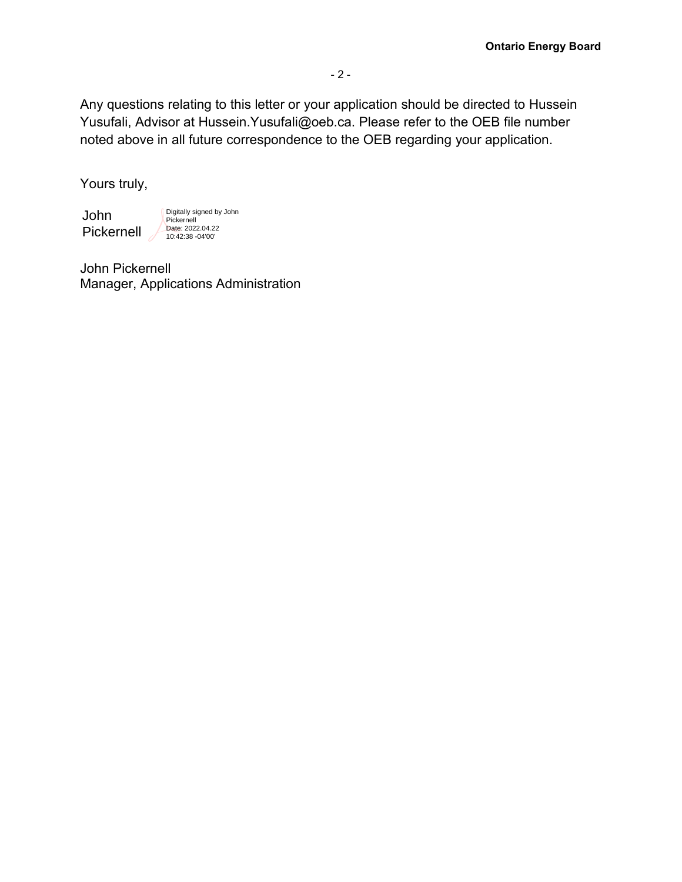Any questions relating to this letter or your application should be directed to Hussein Yusufali, Advisor at Hussein.Yusufali@oeb.ca. Please refer to the OEB file number noted above in all future correspondence to the OEB regarding your application.

Yours truly,

John Pickernell

Digitally signed by John Pickernell
Date: 2022.04.22 10:42:38 -04'00'

John Pickernell
Manager, Applications Administration